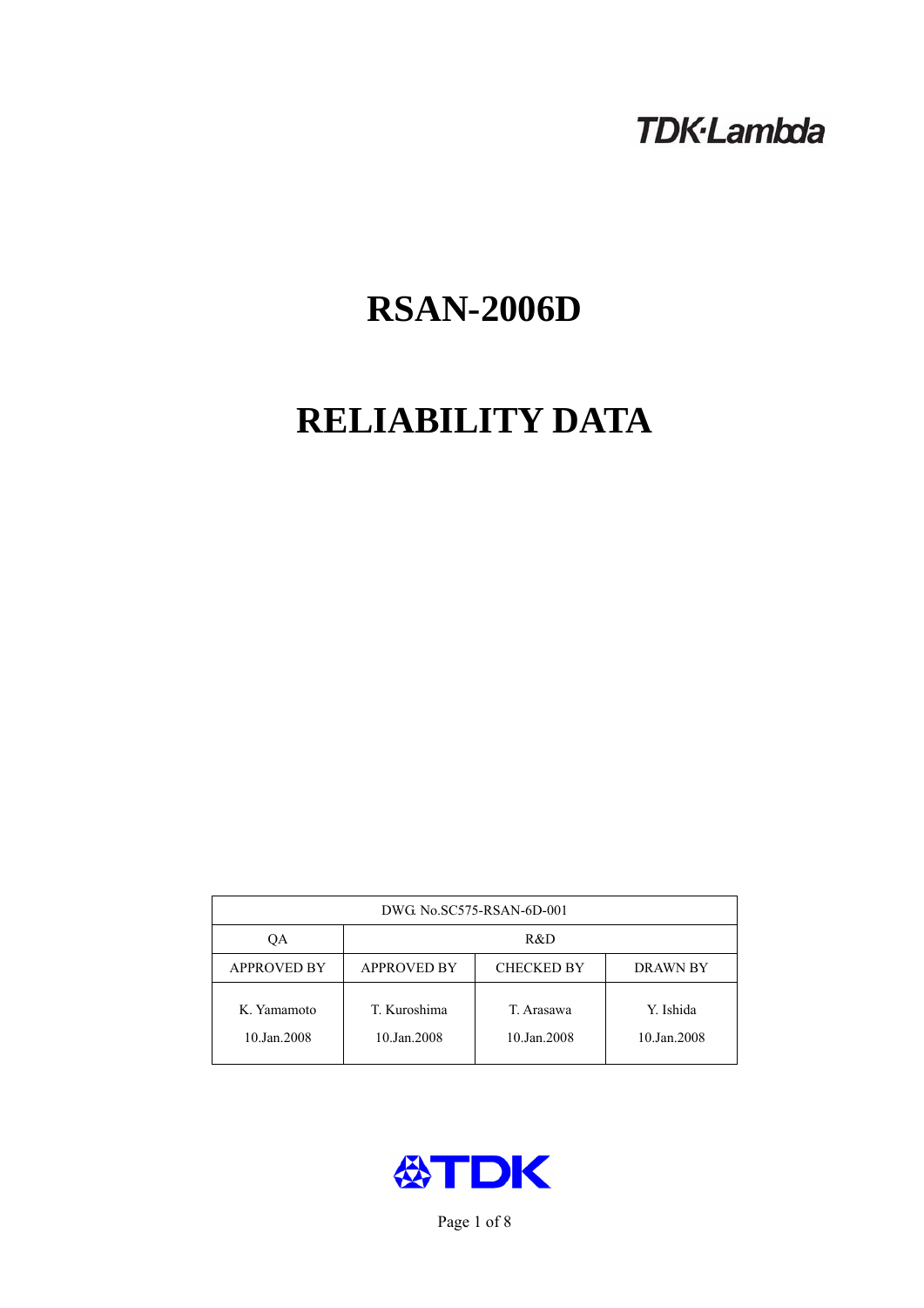TDK·Lambda

# RSAN-2006D

# RELIABILITY DATA

| DWG. No.SC575-RSAN-6D-001 | | | |
|---|---|---|---|
| QA | R&D | | |
| APPROVED BY | APPROVED BY | CHECKED BY | DRAWN BY |
| K. Yamamoto<br>10.Jan.2008 | T. Kuroshima<br>10.Jan.2008 | T. Arasawa<br>10.Jan.2008 | Y. Ishida<br>10.Jan.2008 |

TDK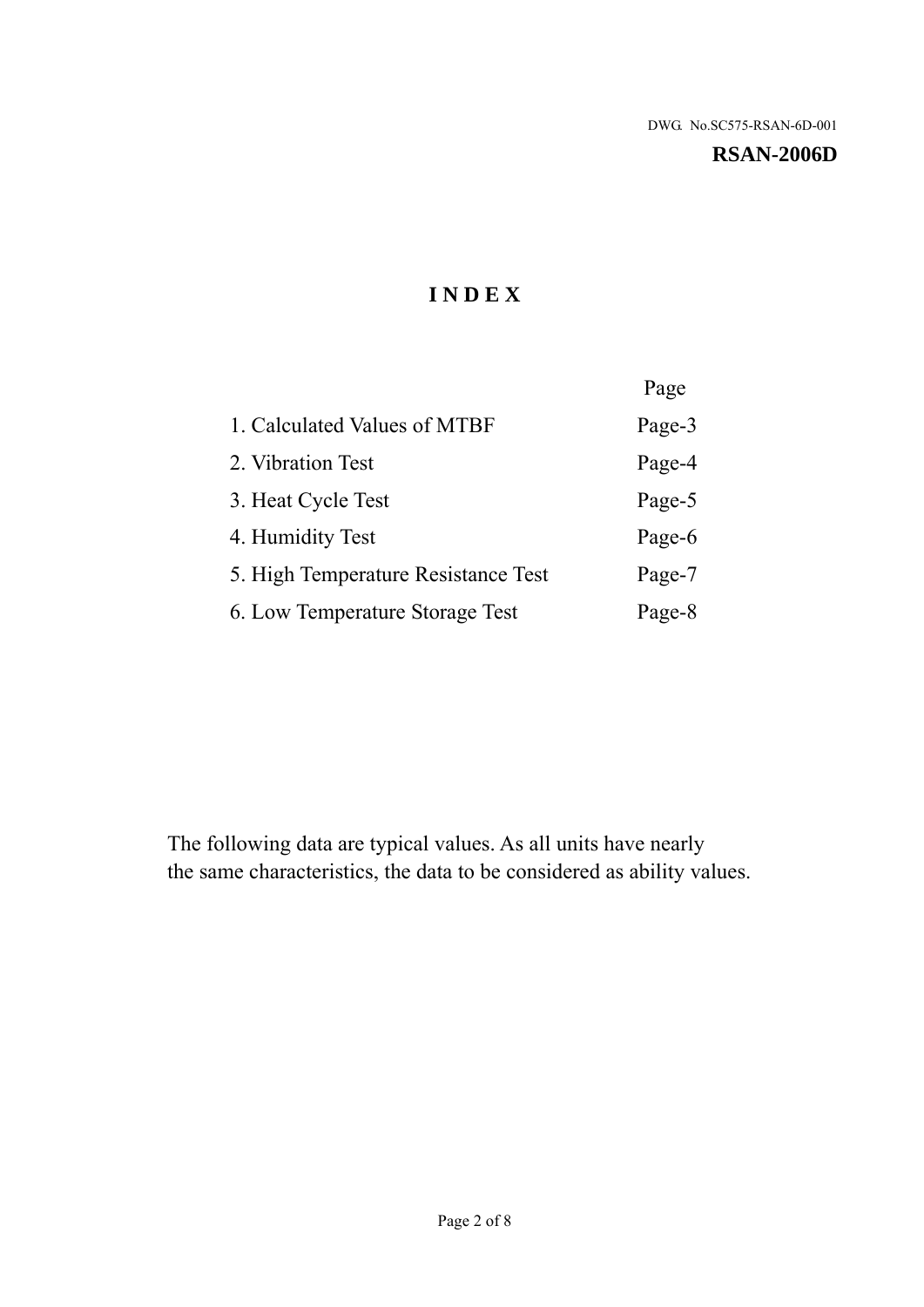DWG. No.SC575-RSAN-6D-001

**RSAN-2006D**

# INDEX

| | Page |
|---|---|
| 1. Calculated Values of MTBF | Page-3 |
| 2. Vibration Test | Page-4 |
| 3. Heat Cycle Test | Page-5 |
| 4. Humidity Test | Page-6 |
| 5. High Temperature Resistance Test | Page-7 |
| 6. Low Temperature Storage Test | Page-8 |

The following data are typical values. As all units have nearly the same characteristics, the data to be considered as ability values.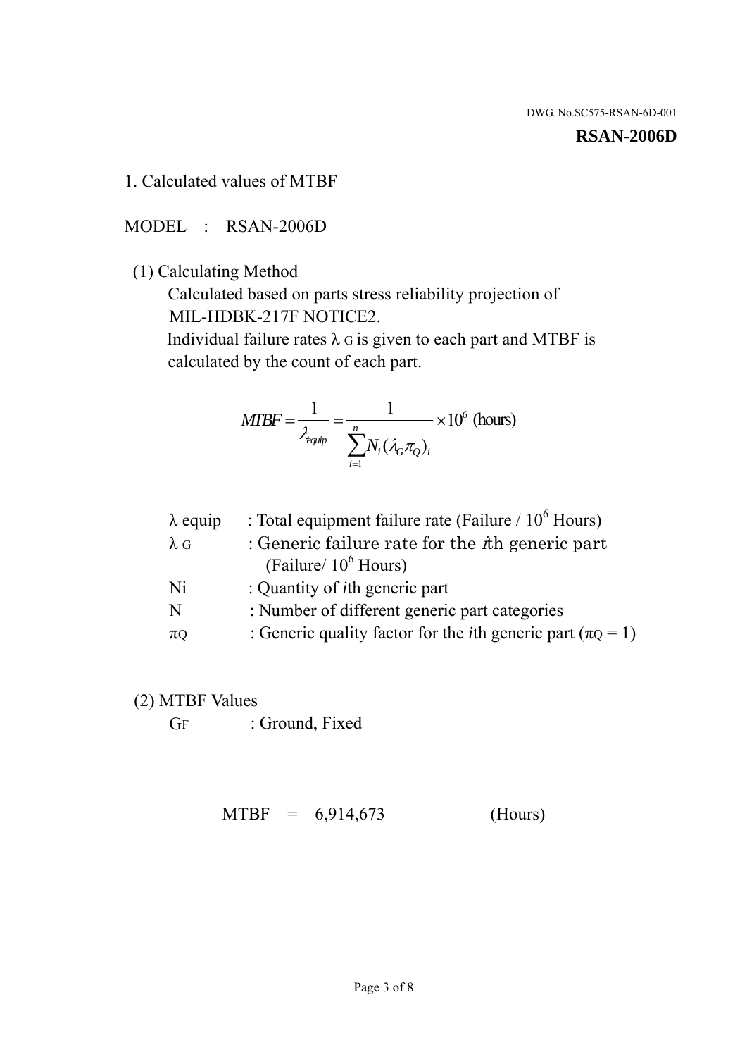DWG. No.SC575-RSAN-6D-001

**RSAN-2006D**

1. Calculated values of MTBF

MODEL : RSAN-2006D

(1) Calculating Method

Calculated based on parts stress reliability projection of MIL-HDBK-217F NOTICE2.

Individual failure rates $\lambda_G$ is given to each part and MTBF is calculated by the count of each part.

$$MTBF = \frac{1}{\lambda_{equip}} = \frac{1}{\sum_{i=1}^{n} N_i (\lambda_G \pi_Q)_i} \times 10^6 \text{ (hours)}$$

| | |
|---|---|
| $\lambda$ equip | : Total equipment failure rate (Failure / $10^6$ Hours) |
| $\lambda_G$ | : Generic failure rate for the $i$th generic part (Failure/ $10^6$ Hours) |
| Ni | : Quantity of $i$th generic part |
| N | : Number of different generic part categories |
| $\pi_Q$ | : Generic quality factor for the $i$th generic part ($\pi_Q$ = 1) |

(2) MTBF Values

$G_F$ : Ground, Fixed

MTBF = 6,914,673 (Hours)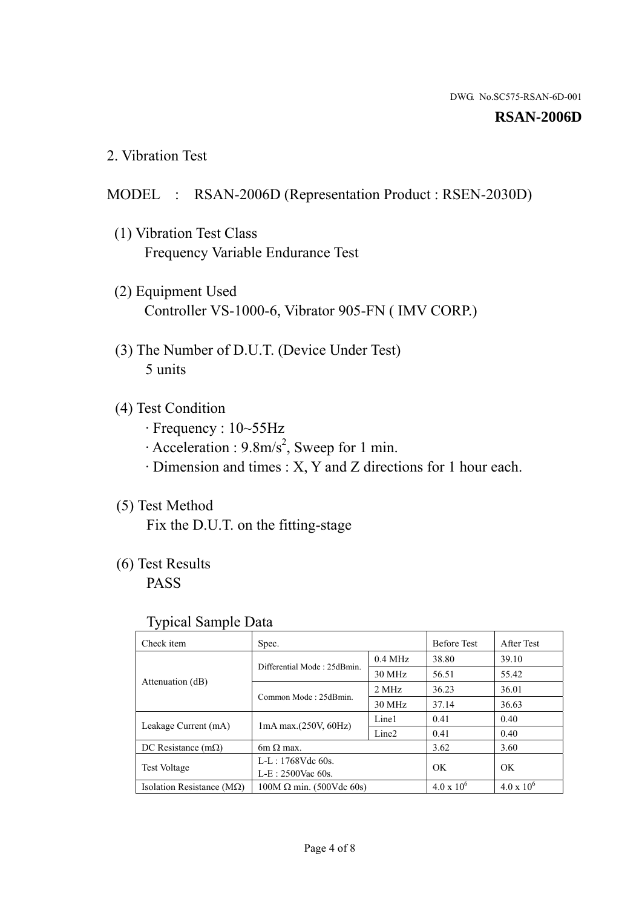DWG. No.SC575-RSAN-6D-001

**RSAN-2006D**

## 2. Vibration Test

MODEL : RSAN-2006D (Representation Product : RSEN-2030D)

(1) Vibration Test Class
Frequency Variable Endurance Test

(2) Equipment Used
Controller VS-1000-6, Vibrator 905-FN ( IMV CORP.)

(3) The Number of D.U.T. (Device Under Test)
5 units

(4) Test Condition
· Frequency : 10~55Hz
· Acceleration : 9.8m/s$^2$, Sweep for 1 min.
· Dimension and times : X, Y and Z directions for 1 hour each.

(5) Test Method
Fix the D.U.T. on the fitting-stage

(6) Test Results
PASS

Typical Sample Data

| Check item | Spec. | | Before Test | After Test |
|---|---|---|---|---|
| Attenuation (dB) | Differential Mode : 25dBmin. | 0.4 MHz | 38.80 | 39.10 |
| | | 30 MHz | 56.51 | 55.42 |
| | Common Mode : 25dBmin. | 2 MHz | 36.23 | 36.01 |
| | | 30 MHz | 37.14 | 36.63 |
| Leakage Current (mA) | 1mA max.(250V, 60Hz) | Line1 | 0.41 | 0.40 |
| | | Line2 | 0.41 | 0.40 |
| DC Resistance (mΩ) | 6m Ω max. | | 3.62 | 3.60 |
| Test Voltage | L-L : 1768Vdc 60s.<br>L-E : 2500Vac 60s. | | OK | OK |
| Isolation Resistance (MΩ) | 100M Ω min. (500Vdc 60s) | | $4.0 \times 10^6$ | $4.0 \times 10^6$ |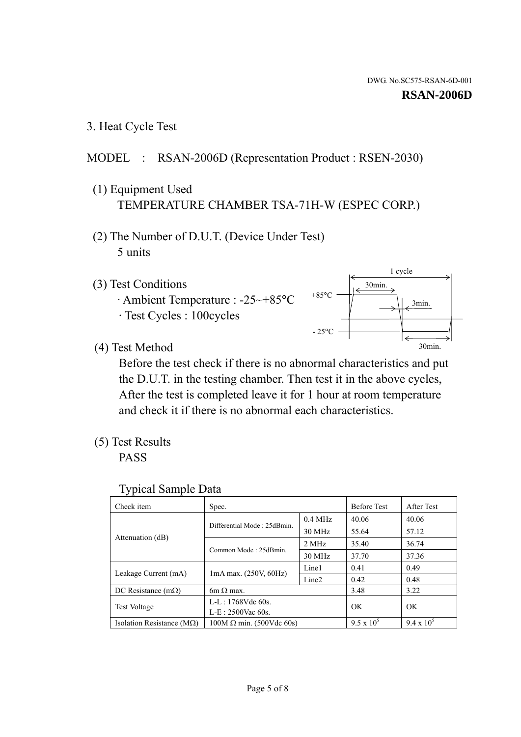DWG. No.SC575-RSAN-6D-001

**RSAN-2006D**

## 3. Heat Cycle Test

MODEL : RSAN-2006D (Representation Product : RSEN-2030)

(1) Equipment Used
TEMPERATURE CHAMBER TSA-71H-W (ESPEC CORP.)

(2) The Number of D.U.T. (Device Under Test)
5 units

(3) Test Conditions
· Ambient Temperature : -25~+85°C
· Test Cycles : 100cycles

1 cycle
30min.
+85°C
3min.
- 25°C
30min.

(4) Test Method
Before the test check if there is no abnormal characteristics and put the D.U.T. in the testing chamber. Then test it in the above cycles, After the test is completed leave it for 1 hour at room temperature and check it if there is no abnormal each characteristics.

(5) Test Results
PASS

Typical Sample Data

| Check item | Spec. | | Before Test | After Test |
|---|---|---|---|---|
| Attenuation (dB) | Differential Mode : 25dBmin. | 0.4 MHz | 40.06 | 40.06 |
| | | 30 MHz | 55.64 | 57.12 |
| | Common Mode : 25dBmin. | 2 MHz | 35.40 | 36.74 |
| | | 30 MHz | 37.70 | 37.36 |
| Leakage Current (mA) | 1mA max. (250V, 60Hz) | Line1 | 0.41 | 0.49 |
| | | Line2 | 0.42 | 0.48 |
| DC Resistance (mΩ) | 6m Ω max. | | 3.48 | 3.22 |
| Test Voltage | L-L : 1768Vdc 60s. L-E : 2500Vac 60s. | | OK | OK |
| Isolation Resistance (MΩ) | 100M Ω min. (500Vdc 60s) | | $9.5 \times 10^5$ | $9.4 \times 10^5$ |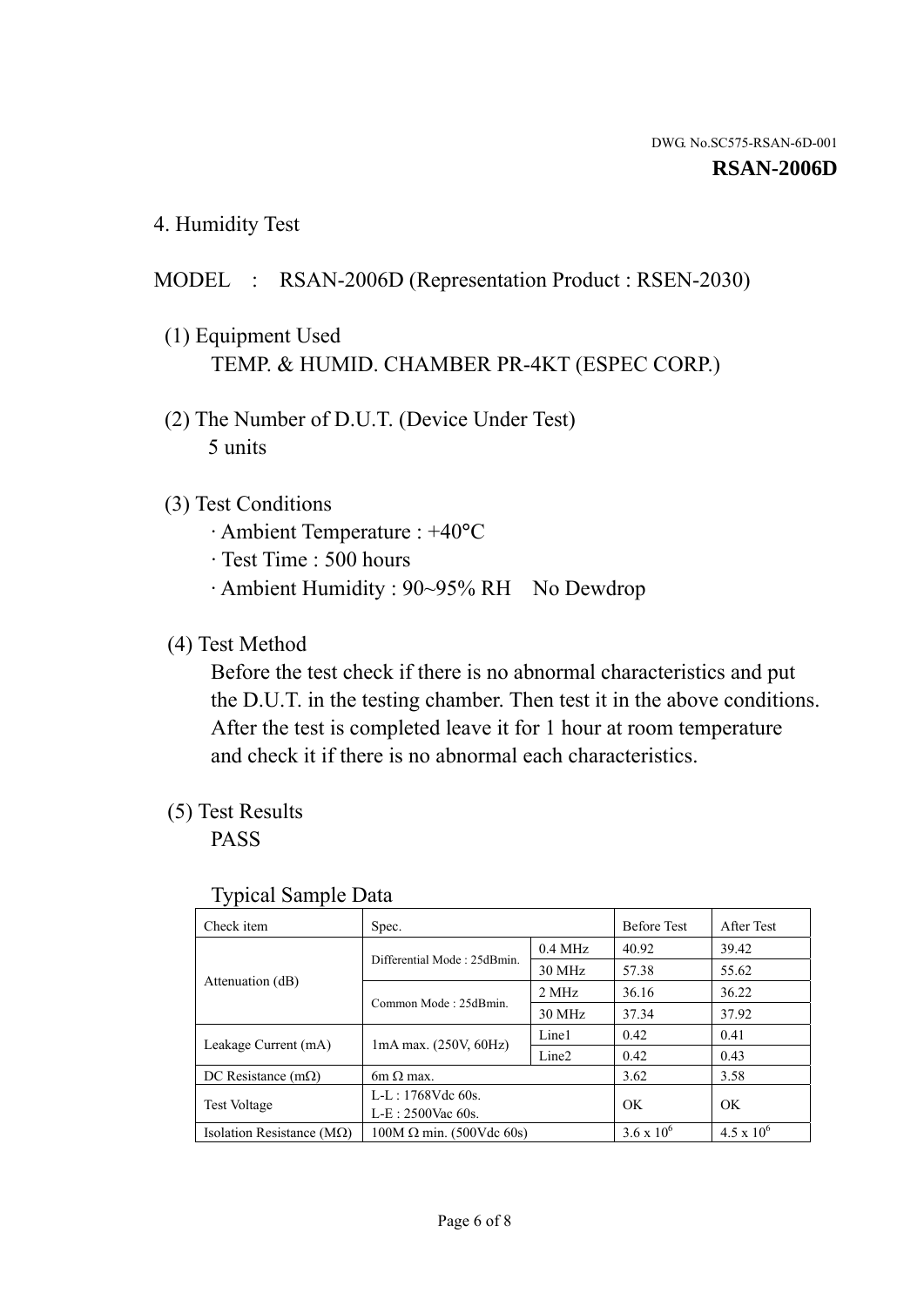DWG. No.SC575-RSAN-6D-001

**RSAN-2006D**

## 4. Humidity Test

MODEL : RSAN-2006D (Representation Product : RSEN-2030)

(1) Equipment Used

TEMP. & HUMID. CHAMBER PR-4KT (ESPEC CORP.)

(2) The Number of D.U.T. (Device Under Test)

5 units

(3) Test Conditions

· Ambient Temperature : +40°C
· Test Time : 500 hours
· Ambient Humidity : 90~95% RH No Dewdrop

(4) Test Method

Before the test check if there is no abnormal characteristics and put the D.U.T. in the testing chamber. Then test it in the above conditions. After the test is completed leave it for 1 hour at room temperature and check it if there is no abnormal each characteristics.

(5) Test Results

PASS

Typical Sample Data

| Check item | Spec. | | Before Test | After Test |
|---|---|---|---|---|
| Attenuation (dB) | Differential Mode : 25dBmin. | 0.4 MHz | 40.92 | 39.42 |
| | | 30 MHz | 57.38 | 55.62 |
| | Common Mode : 25dBmin. | 2 MHz | 36.16 | 36.22 |
| | | 30 MHz | 37.34 | 37.92 |
| Leakage Current (mA) | 1mA max. (250V, 60Hz) | Line1 | 0.42 | 0.41 |
| | | Line2 | 0.42 | 0.43 |
| DC Resistance (mΩ) | 6m Ω max. | | 3.62 | 3.58 |
| Test Voltage | L-L : 1768Vdc 60s.<br>L-E : 2500Vac 60s. | | OK | OK |
| Isolation Resistance (MΩ) | 100M Ω min. (500Vdc 60s) | | $3.6 \times 10^6$ | $4.5 \times 10^6$ |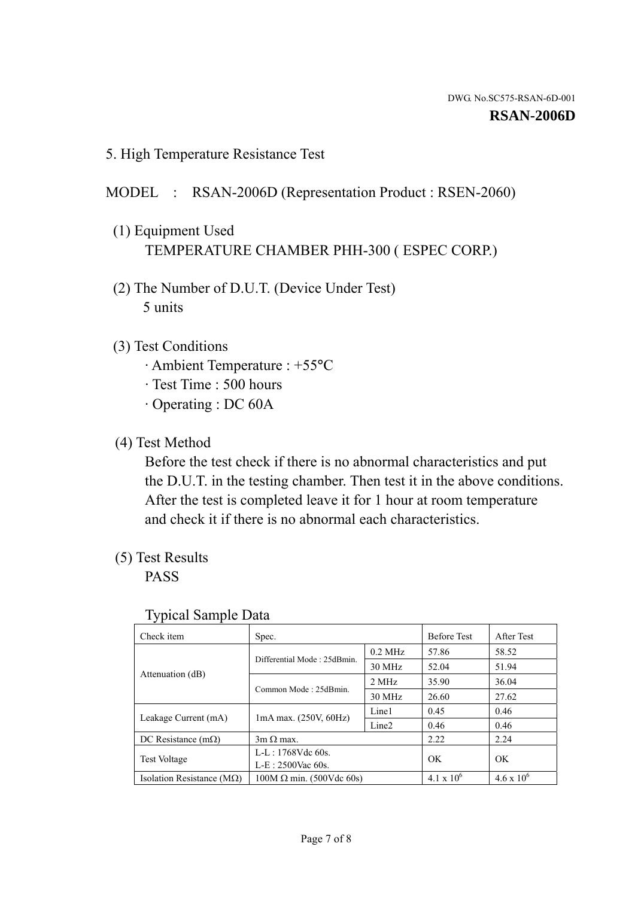DWG. No.SC575-RSAN-6D-001

**RSAN-2006D**

## 5. High Temperature Resistance Test

MODEL : RSAN-2006D (Representation Product : RSEN-2060)

(1) Equipment Used

TEMPERATURE CHAMBER PHH-300 ( ESPEC CORP.)

(2) The Number of D.U.T. (Device Under Test)

5 units

(3) Test Conditions

- Ambient Temperature : +55°C
- Test Time : 500 hours
- Operating : DC 60A

(4) Test Method

Before the test check if there is no abnormal characteristics and put the D.U.T. in the testing chamber. Then test it in the above conditions. After the test is completed leave it for 1 hour at room temperature and check it if there is no abnormal each characteristics.

(5) Test Results

PASS

Typical Sample Data

| Check item | Spec. | | Before Test | After Test |
|---|---|---|---|---|
| Attenuation (dB) | Differential Mode : 25dBmin. | 0.2 MHz | 57.86 | 58.52 |
| | | 30 MHz | 52.04 | 51.94 |
| | Common Mode : 25dBmin. | 2 MHz | 35.90 | 36.04 |
| | | 30 MHz | 26.60 | 27.62 |
| Leakage Current (mA) | 1mA max. (250V, 60Hz) | Line1 | 0.45 | 0.46 |
| | | Line2 | 0.46 | 0.46 |
| DC Resistance (mΩ) | 3m Ω max. | | 2.22 | 2.24 |
| Test Voltage | L-L : 1768Vdc 60s.<br>L-E : 2500Vac 60s. | | OK | OK |
| Isolation Resistance (MΩ) | 100M Ω min. (500Vdc 60s) | | $4.1 \times 10^6$ | $4.6 \times 10^6$ |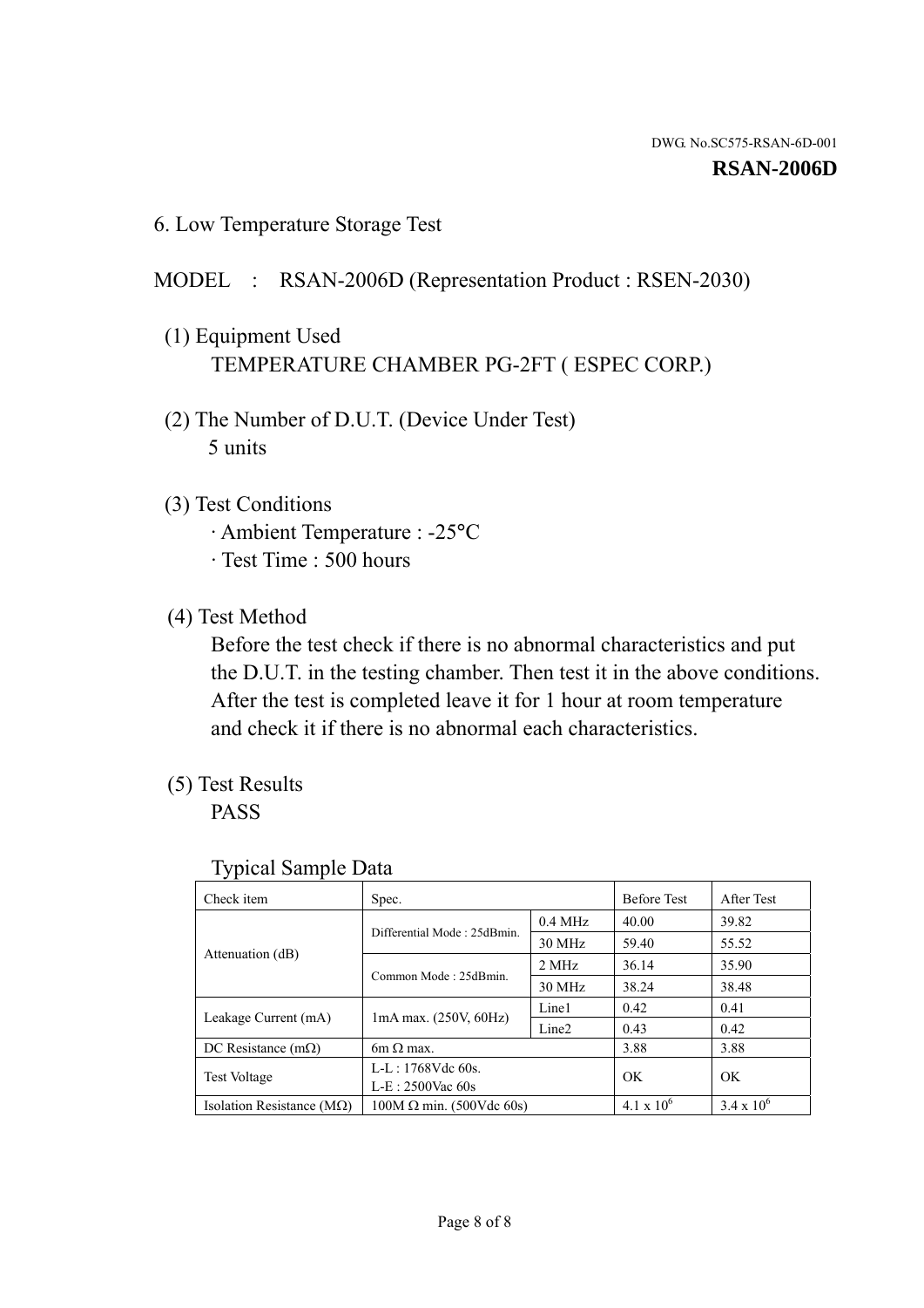DWG. No.SC575-RSAN-6D-001

**RSAN-2006D**

## 6. Low Temperature Storage Test

MODEL : RSAN-2006D (Representation Product : RSEN-2030)

(1) Equipment Used

TEMPERATURE CHAMBER PG-2FT ( ESPEC CORP.)

(2) The Number of D.U.T. (Device Under Test)

5 units

(3) Test Conditions

· Ambient Temperature : -25°C

· Test Time : 500 hours

(4) Test Method

Before the test check if there is no abnormal characteristics and put the D.U.T. in the testing chamber. Then test it in the above conditions. After the test is completed leave it for 1 hour at room temperature and check it if there is no abnormal each characteristics.

(5) Test Results

PASS

Typical Sample Data

| Check item | Spec. | | Before Test | After Test |
|---|---|---|---|---|
| Attenuation (dB) | Differential Mode : 25dBmin. | 0.4 MHz | 40.00 | 39.82 |
| | | 30 MHz | 59.40 | 55.52 |
| | Common Mode : 25dBmin. | 2 MHz | 36.14 | 35.90 |
| | | 30 MHz | 38.24 | 38.48 |
| Leakage Current (mA) | 1mA max. (250V, 60Hz) | Line1 | 0.42 | 0.41 |
| | | Line2 | 0.43 | 0.42 |
| DC Resistance (mΩ) | 6m Ω max. | | 3.88 | 3.88 |
| Test Voltage | L-L : 1768Vdc 60s.<br>L-E : 2500Vac 60s | | OK | OK |
| Isolation Resistance (MΩ) | 100M Ω min. (500Vdc 60s) | | $4.1 \times 10^6$ | $3.4 \times 10^6$ |